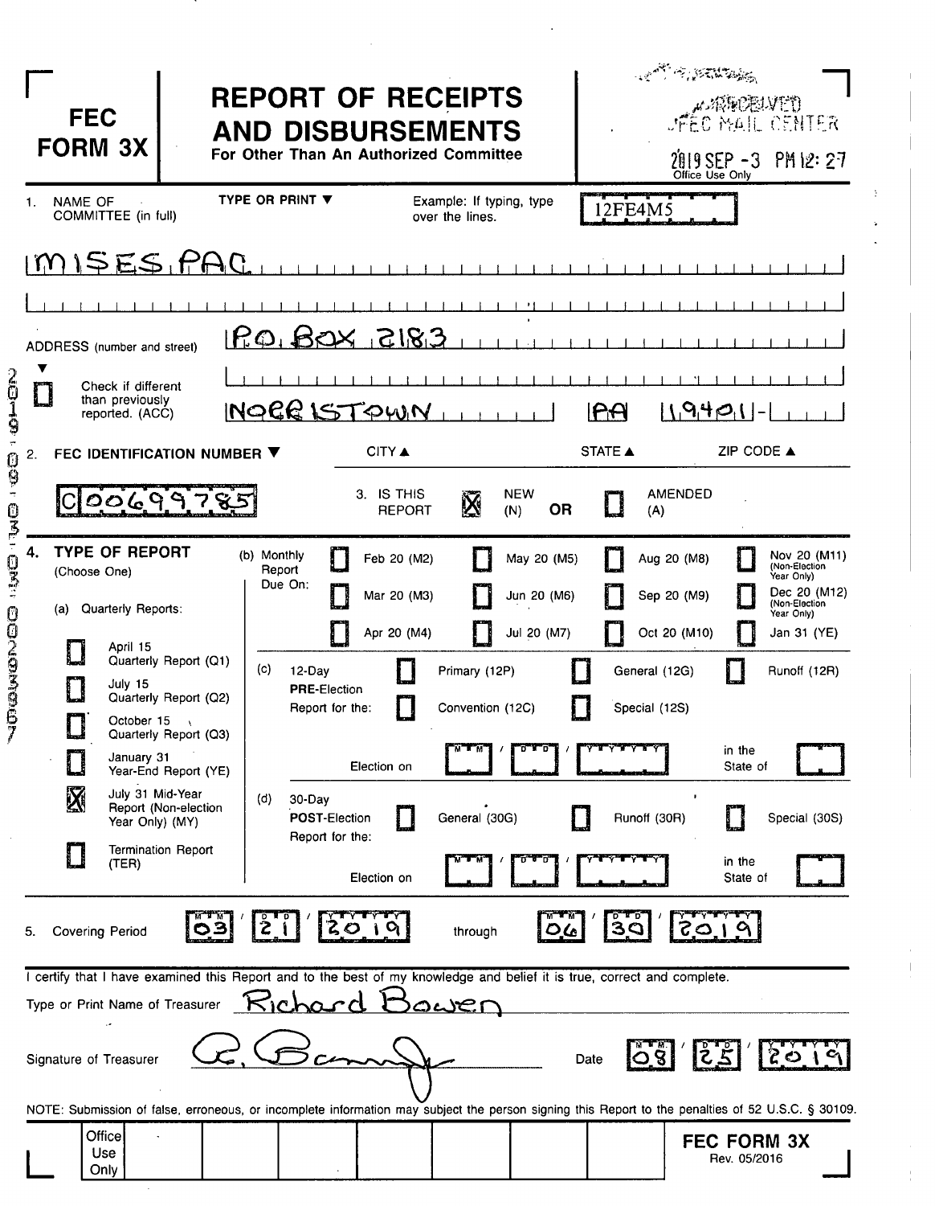# FEC FORM 3X

## REPORT OF RECEIPTS AND DISBURSEMENTS

**For Other Than An Authorized Committee**

RECEIVED FEC MAIL CENTER
2019 SEP -3 PM 12:27
Office Use Only

12FE4M5

1. NAME OF COMMITTEE (in full) — TYPE OR PRINT ▼ — Example: If typing, type over the lines.

MISES PAC

ADDRESS (number and street): P.O. BOX 2183

☐ Check if different than previously reported. (ACC)

NORRISTOWN | PA | 19401-

CITY ▲ | STATE ▲ | ZIP CODE ▲

2. FEC IDENTIFICATION NUMBER ▼

C00699785

3. IS THIS REPORT ☒ NEW (N) OR ☐ AMENDED (A)

4. **TYPE OF REPORT** (Choose One)

(a) Quarterly Reports:

- ☐ April 15 Quarterly Report (Q1)
- ☐ July 15 Quarterly Report (Q2)
- ☐ October 15 Quarterly Report (Q3)
- ☐ January 31 Year-End Report (YE)
- ☒ July 31 Mid-Year Report (Non-election Year Only) (MY)
- ☐ Termination Report (TER)

(b) Monthly Report Due On:

| | | | |
|---|---|---|---|
| ☐ Feb 20 (M2) | ☐ May 20 (M5) | ☐ Aug 20 (M8) | ☐ Nov 20 (M11) (Non-Election Year Only) |
| ☐ Mar 20 (M3) | ☐ Jun 20 (M6) | ☐ Sep 20 (M9) | ☐ Dec 20 (M12) (Non-Election Year Only) |
| ☐ Apr 20 (M4) | ☐ Jul 20 (M7) | ☐ Oct 20 (M10) | ☐ Jan 31 (YE) |

(c) 12-Day PRE-Election Report for the: ☐ Primary (12P) ☐ General (12G) ☐ Runoff (12R) ☐ Convention (12C) ☐ Special (12S)

Election on MM / DD / YYYY in the State of ____

(d) 30-Day POST-Election Report for the: ☐ General (30G) ☐ Runoff (30R) ☐ Special (30S)

Election on MM / DD / YYYY in the State of ____

5. Covering Period 03 / 21 / 2019 through 06 / 30 / 2019

I certify that I have examined this Report and to the best of my knowledge and belief it is true, correct and complete.

Type or Print Name of Treasurer: Richard Bowen

Signature of Treasurer: R. Bowen — Date 08 / 25 / 2019

NOTE: Submission of false, erroneous, or incomplete information may subject the person signing this Report to the penalties of 52 U.S.C. § 30109.

Office Use Only

FEC FORM 3X
Rev. 05/2016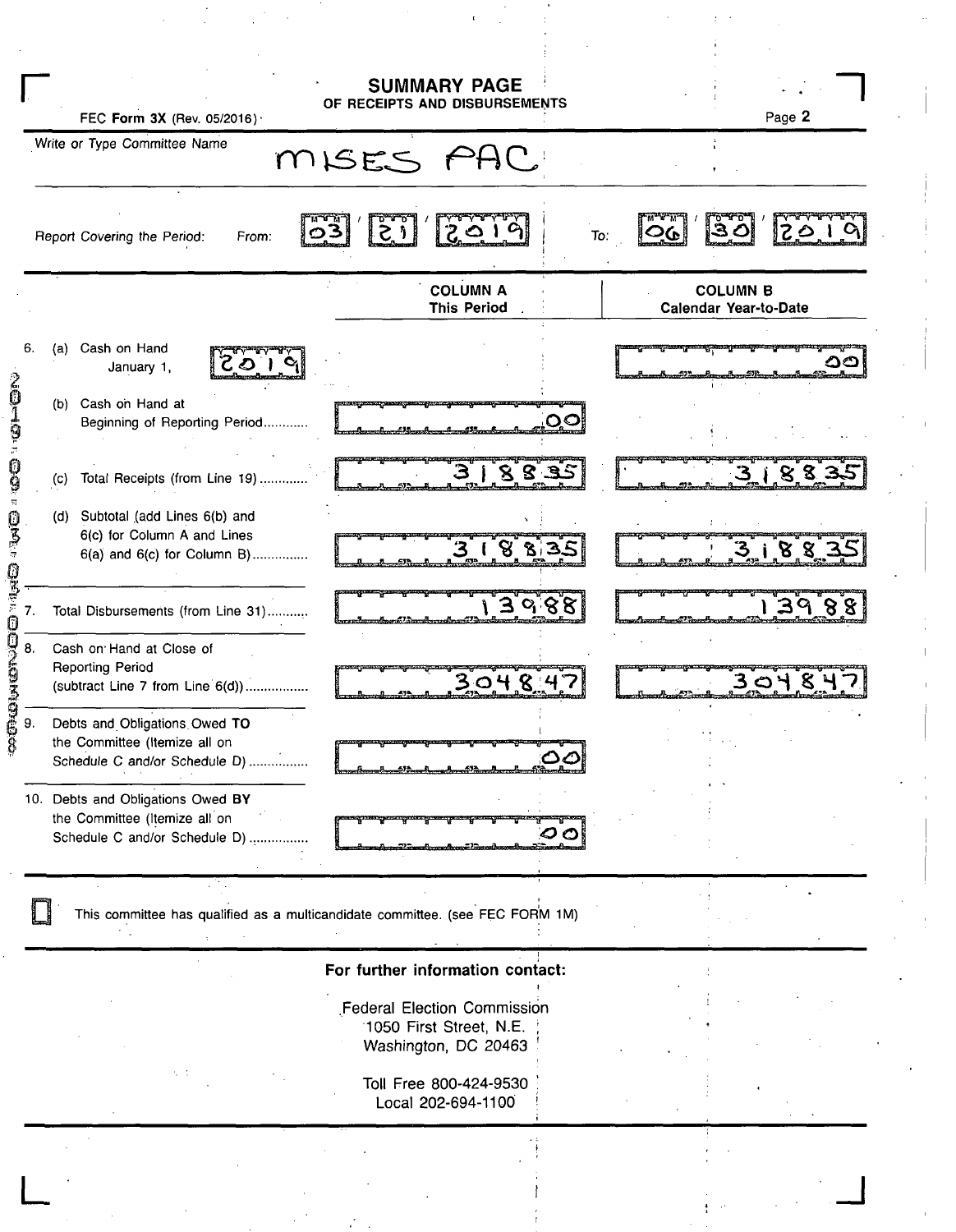# SUMMARY PAGE
## OF RECEIPTS AND DISBURSEMENTS

FEC **Form 3X** (Rev. 05/2016)

Write or Type Committee Name: MISES PAC

Report Covering the Period: From: 03 / 21 / 2019 To: 06 / 30 / 2019

| | COLUMN A This Period | COLUMN B Calendar Year-to-Date |
|---|---|---|
| 6. (a) Cash on Hand January 1, 2019 | | .00 |
| (b) Cash on Hand at Beginning of Reporting Period | .00 | |
| (c) Total Receipts (from Line 19) | 3188.35 | 3188.35 |
| (d) Subtotal (add Lines 6(b) and 6(c) for Column A and Lines 6(a) and 6(c) for Column B) | 3188.35 | 3188.35 |
| 7. Total Disbursements (from Line 31) | 139.88 | 139.88 |
| 8. Cash on Hand at Close of Reporting Period (subtract Line 7 from Line 6(d)) | 3048.47 | 3048.47 |
| 9. Debts and Obligations Owed **TO** the Committee (Itemize all on Schedule C and/or Schedule D) | .00 | |
| 10. Debts and Obligations Owed **BY** the Committee (Itemize all on Schedule C and/or Schedule D) | .00 | |

☐ This committee has qualified as a multicandidate committee. (see FEC FORM 1M)

**For further information contact:**

Federal Election Commission
1050 First Street, N.E.
Washington, DC 20463

Toll Free 800-424-9530
Local 202-694-1100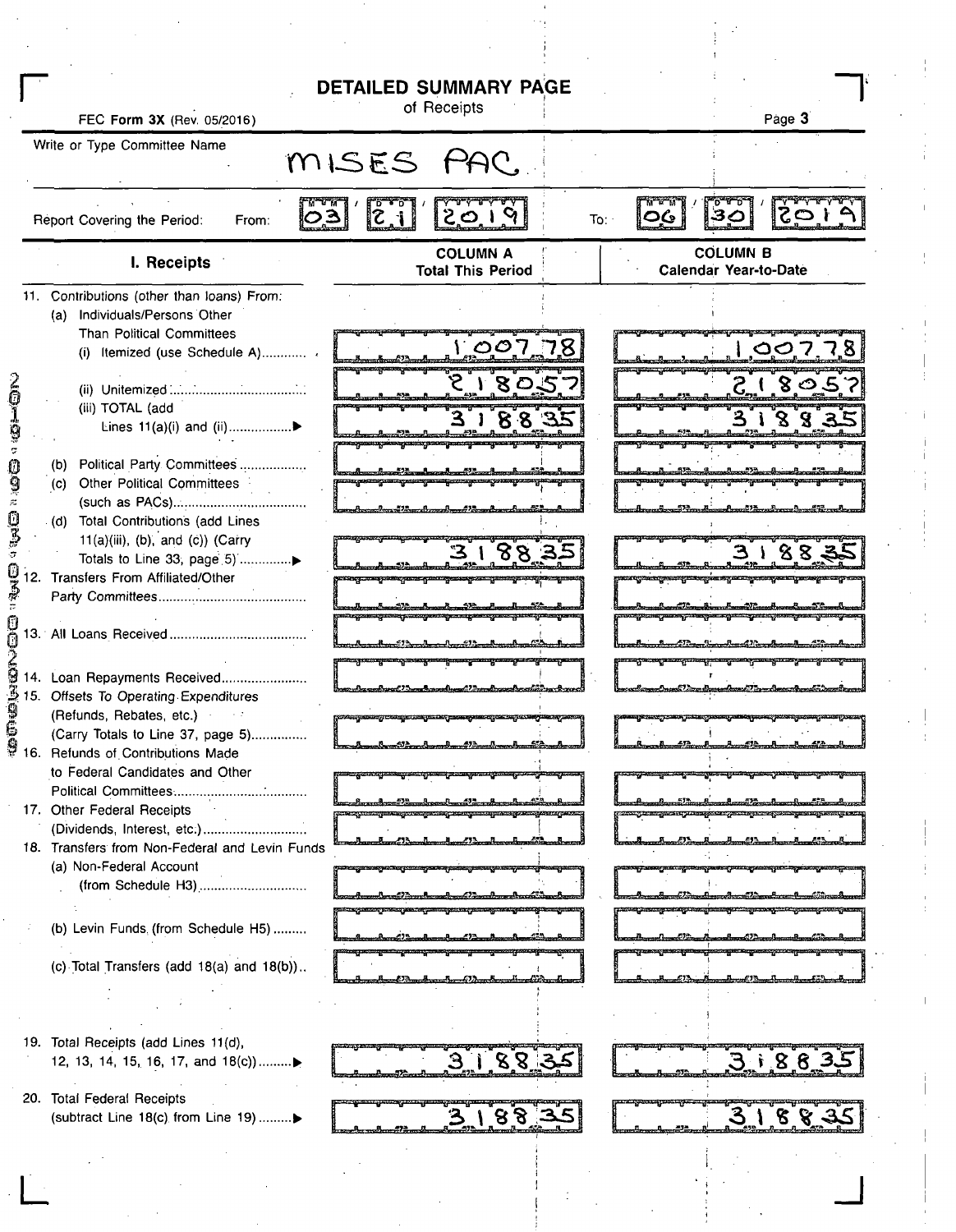# DETAILED SUMMARY PAGE

of Receipts

FEC Form 3X (Rev. 05/2016)

Write or Type Committee Name: MISES PAC

Report Covering the Period: From: 03 / 21 / 2019 To: 06 / 30 / 2019

| I. Receipts | COLUMN A Total This Period | COLUMN B Calendar Year-to-Date |
|---|---|---|
| 11. Contributions (other than loans) From: | | |
| (a) Individuals/Persons Other Than Political Committees | | |
| (i) Itemized (use Schedule A) | 1,007.78 | 1,007.78 |
| (ii) Unitemized | 2,180.57 | 2,180.57 |
| (iii) TOTAL (add Lines 11(a)(i) and (ii)) | 3,188.35 | 3,188.35 |
| (b) Political Party Committees | | |
| (c) Other Political Committees (such as PACs) | | |
| (d) Total Contributions (add Lines 11(a)(iii), (b), and (c)) (Carry Totals to Line 33, page 5) | 3,188.35 | 3,188.35 |
| 12. Transfers From Affiliated/Other Party Committees | | |
| 13. All Loans Received | | |
| 14. Loan Repayments Received | | |
| 15. Offsets To Operating Expenditures (Refunds, Rebates, etc.) (Carry Totals to Line 37, page 5) | | |
| 16. Refunds of Contributions Made to Federal Candidates and Other Political Committees | | |
| 17. Other Federal Receipts (Dividends, Interest, etc.) | | |
| 18. Transfers from Non-Federal and Levin Funds | | |
| (a) Non-Federal Account (from Schedule H3) | | |
| (b) Levin Funds (from Schedule H5) | | |
| (c) Total Transfers (add 18(a) and 18(b)) | | |
| 19. Total Receipts (add Lines 11(d), 12, 13, 14, 15, 16, 17, and 18(c)) | 3,188.35 | 3,188.35 |
| 20. Total Federal Receipts (subtract Line 18(c) from Line 19) | 3,188.35 | 3,188.35 |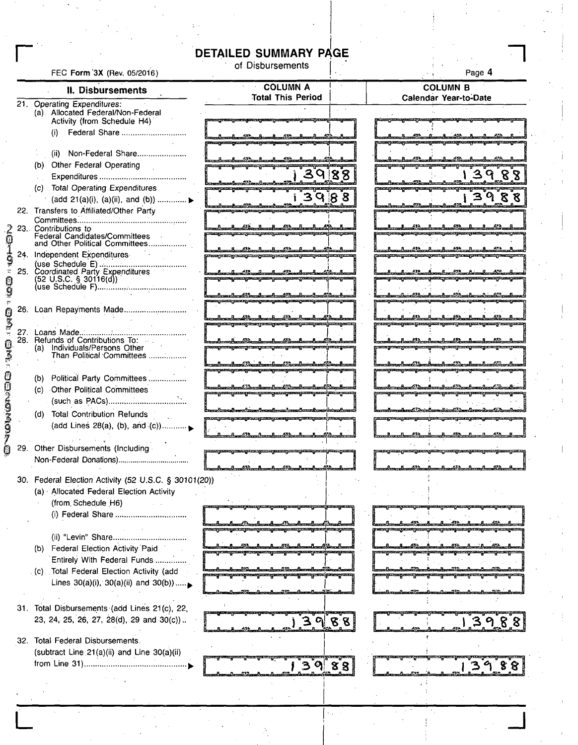# DETAILED SUMMARY PAGE

of Disbursements

FEC Form 3X (Rev. 05/2016)

| II. Disbursements | COLUMN A Total This Period | COLUMN B Calendar Year-to-Date |
|---|---|---|
| 21. Operating Expenditures: | | |
| (a) Allocated Federal/Non-Federal Activity (from Schedule H4) | | |
| (i) Federal Share | | |
| (ii) Non-Federal Share | | |
| (b) Other Federal Operating Expenditures | 139.88 | 139.88 |
| (c) Total Operating Expenditures (add 21(a)(i), (a)(ii), and (b)) ▶ | 139.88 | 139.88 |
| 22. Transfers to Affiliated/Other Party Committees | | |
| 23. Contributions to Federal Candidates/Committees and Other Political Committees | | |
| 24. Independent Expenditures (use Schedule E) | | |
| 25. Coordinated Party Expenditures (52 U.S.C. § 30116(d)) (use Schedule F) | | |
| 26. Loan Repayments Made | | |
| 27. Loans Made | | |
| 28. Refunds of Contributions To: | | |
| (a) Individuals/Persons Other Than Political Committees | | |
| (b) Political Party Committees | | |
| (c) Other Political Committees (such as PACs) | | |
| (d) Total Contribution Refunds (add Lines 28(a), (b), and (c)) ▶ | | |
| 29. Other Disbursements (Including Non-Federal Donations) | | |
| 30. Federal Election Activity (52 U.S.C. § 30101(20)) | | |
| (a) Allocated Federal Election Activity (from Schedule H6) | | |
| (i) Federal Share | | |
| (ii) "Levin" Share | | |
| (b) Federal Election Activity Paid Entirely With Federal Funds | | |
| (c) Total Federal Election Activity (add Lines 30(a)(i), 30(a)(ii) and 30(b)) ▶ | | |
| 31. Total Disbursements (add Lines 21(c), 22, 23, 24, 25, 26, 27, 28(d), 29 and 30(c)) | 139.88 | 139.88 |
| 32. Total Federal Disbursements (subtract Line 21(a)(ii) and Line 30(a)(ii) from Line 31) ▶ | 139.88 | 139.88 |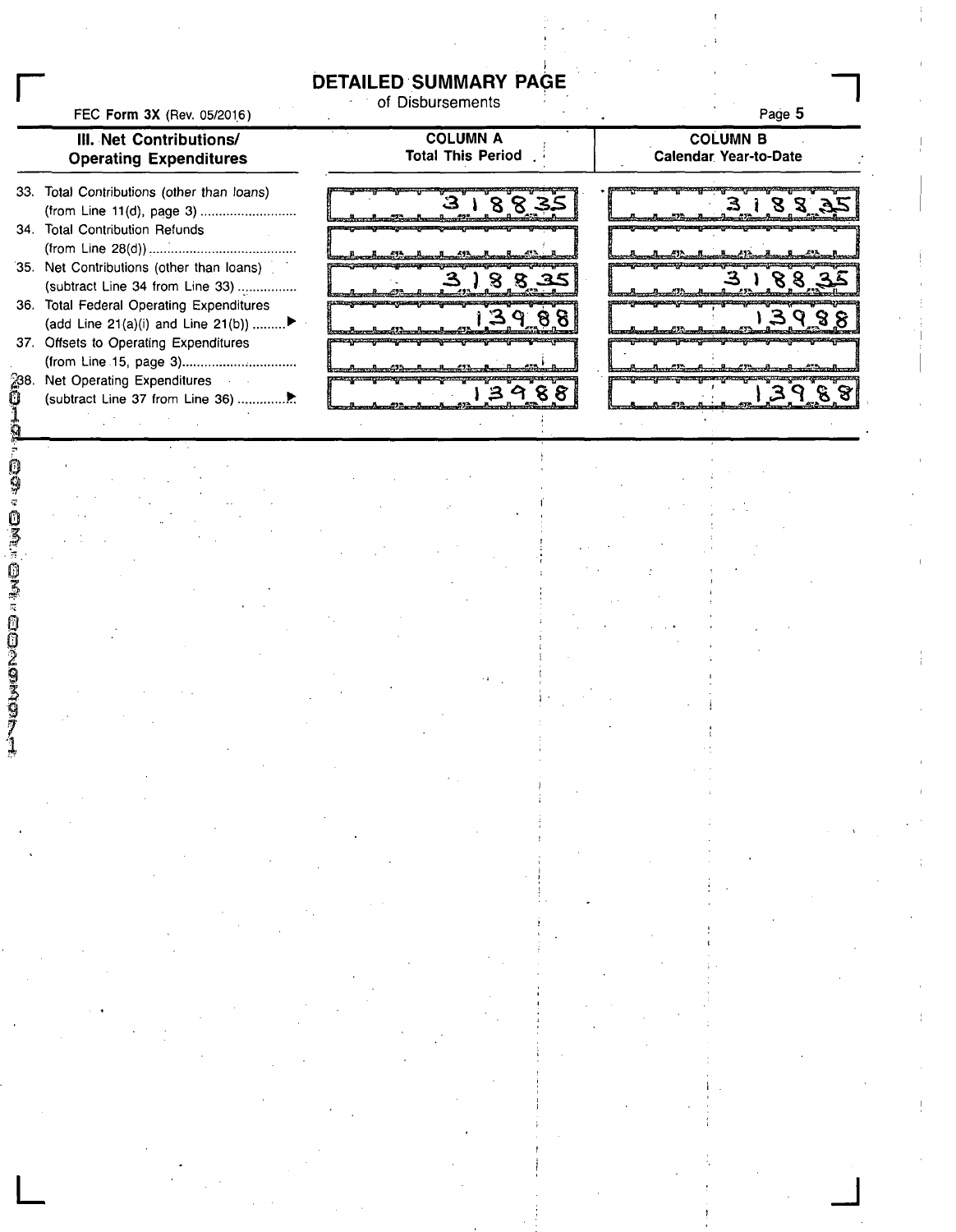# DETAILED SUMMARY PAGE

of Disbursements

FEC Form 3X (Rev. 05/2016)

| III. Net Contributions/ Operating Expenditures | COLUMN A Total This Period | COLUMN B Calendar Year-to-Date |
|---|---|---|
| 33. Total Contributions (other than loans) (from Line 11(d), page 3) | 3188.35 | 3188.35 |
| 34. Total Contribution Refunds (from Line 28(d)) | | |
| 35. Net Contributions (other than loans) (subtract Line 34 from Line 33) | 3188.35 | 3188.35 |
| 36. Total Federal Operating Expenditures (add Line 21(a)(i) and Line 21(b)) ▶ | 139.88 | 139.88 |
| 37. Offsets to Operating Expenditures (from Line 15, page 3) | | |
| 38. Net Operating Expenditures (subtract Line 37 from Line 36) ▶ | 139.88 | 139.88 |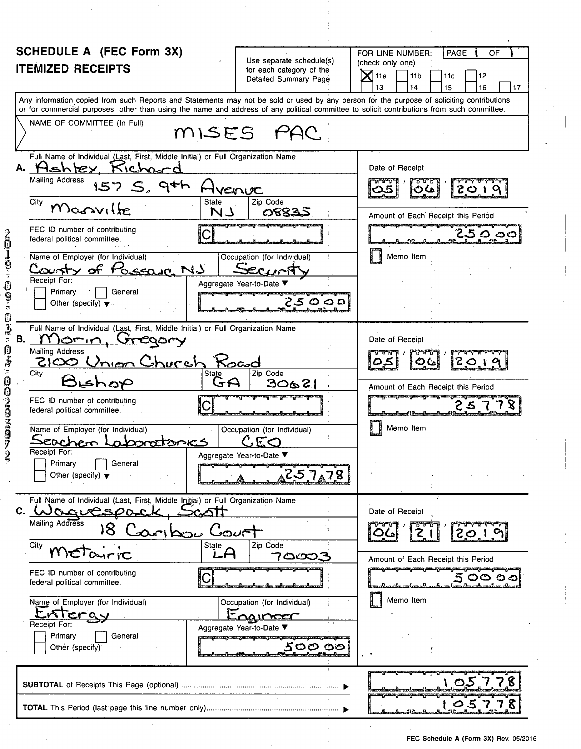## SCHEDULE A (FEC Form 3X)
## ITEMIZED RECEIPTS

Use separate schedule(s) for each category of the Detailed Summary Page

FOR LINE NUMBER: (check only one)

- [x] 11a
- [ ] 11b
- [ ] 11c
- [ ] 12
- [ ] 13
- [ ] 14
- [ ] 15
- [ ] 16
- [ ] 17

PAGE 1 OF 1

Any information copied from such Reports and Statements may not be sold or used by any person for the purpose of soliciting contributions or for commercial purposes, other than using the name and address of any political committee to solicit contributions from such committee.

NAME OF COMMITTEE (In Full): MISES PAC

---

**A.** Full Name of Individual (Last, First, Middle Initial) or Full Organization Name: Ashley, Richard

Mailing Address: 157 S. 9th Avenue

City: Manville | State: NJ | Zip Code: 08835

FEC ID number of contributing federal political committee: C

Name of Employer (for Individual): County of Passaic, NJ

Occupation (for Individual): Security

Receipt For: [ ] Primary [ ] General [ ] Other (specify)

Aggregate Year-to-Date: 250.00

Date of Receipt: 05 / 06 / 2019

Amount of Each Receipt this Period: 250.00

[ ] Memo Item

---

**B.** Full Name of Individual (Last, First, Middle Initial) or Full Organization Name: Morin, Gregory

Mailing Address: 2100 Union Church Road

City: Bishop | State: GA | Zip Code: 30621

FEC ID number of contributing federal political committee: C

Name of Employer (for Individual): Seachem Laboratories

Occupation (for Individual): CEO

Receipt For: [ ] Primary [ ] General [ ] Other (specify)

Aggregate Year-to-Date: 257.78

Date of Receipt: 05 / 06 / 2019

Amount of Each Receipt this Period: 257.78

[ ] Memo Item

---

**C.** Full Name of Individual (Last, First, Middle Initial) or Full Organization Name: Waguespack, Scott

Mailing Address: 18 Caribou Court

City: Metairie | State: LA | Zip Code: 70003

FEC ID number of contributing federal political committee: C

Name of Employer (for Individual): Entergy

Occupation (for Individual): Engineer

Receipt For: [ ] Primary [ ] General [ ] Other (specify)

Aggregate Year-to-Date: 500.00

Date of Receipt: 06 / 21 / 2019

Amount of Each Receipt this Period: 500.00

[ ] Memo Item

---

**SUBTOTAL** of Receipts This Page (optional): 1057.78

**TOTAL** This Period (last page this line number only): 1057.78

FEC Schedule A (Form 3X) Rev. 05/2016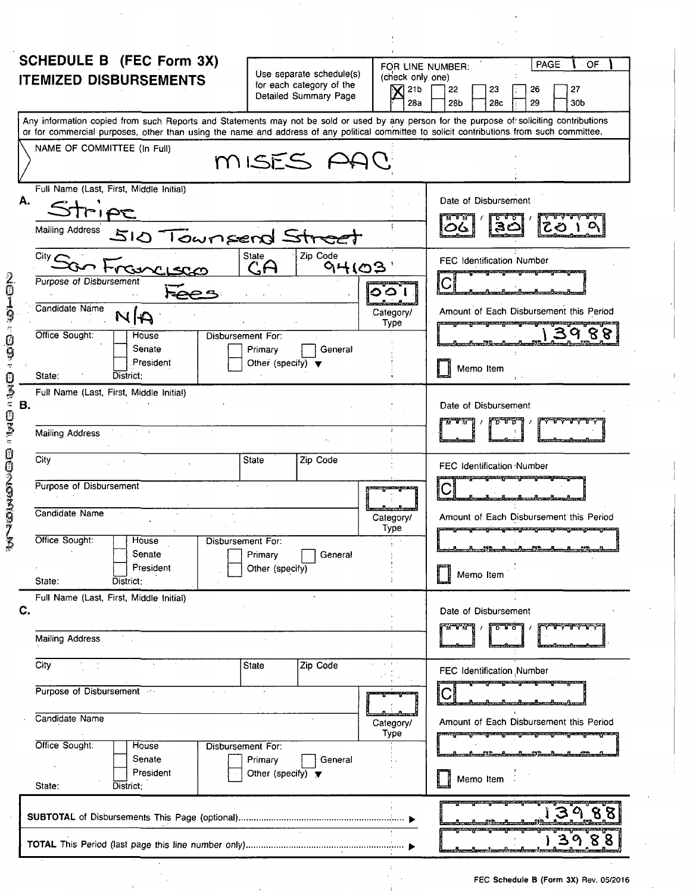# SCHEDULE B (FEC Form 3X)
# ITEMIZED DISBURSEMENTS

Use separate schedule(s) for each category of the Detailed Summary Page

FOR LINE NUMBER: (check only one)

- [x] 21b
- [ ] 22
- [ ] 23
- [ ] 26
- [ ] 27
- [ ] 28a
- [ ] 28b
- [ ] 28c
- [ ] 29
- [ ] 30b

PAGE 1 OF 1

Any information copied from such Reports and Statements may not be sold or used by any person for the purpose of soliciting contributions or for commercial purposes, other than using the name and address of any political committee to solicit contributions from such committee.

**NAME OF COMMITTEE (In Full):** MISES PAC

---

**A.**

| Field | Value |
|---|---|
| Full Name (Last, First, Middle Initial) | Stripe |
| Mailing Address | 510 Townsend Street |
| City | San Francisco |
| State | CA |
| Zip Code | 94103 |
| Purpose of Disbursement | Fees |
| Category/Type | 001 |
| Candidate Name | N/A |
| Office Sought | [ ] House [ ] Senate [ ] President |
| State / District | |
| Disbursement For | [ ] Primary [ ] General [ ] Other (specify) |
| Date of Disbursement | 06 / 30 / 2019 |
| FEC Identification Number | C |
| Amount of Each Disbursement this Period | 139.88 |
| Memo Item | [ ] |

---

**B.**

| Field | Value |
|---|---|
| Full Name (Last, First, Middle Initial) | |
| Mailing Address | |
| City | |
| State | |
| Zip Code | |
| Purpose of Disbursement | |
| Category/Type | |
| Candidate Name | |
| Office Sought | [ ] House [ ] Senate [ ] President |
| State / District | |
| Disbursement For | [ ] Primary [ ] General [ ] Other (specify) |
| Date of Disbursement | M M / D D / Y Y Y Y |
| FEC Identification Number | C |
| Amount of Each Disbursement this Period | |
| Memo Item | [ ] |

---

**C.**

| Field | Value |
|---|---|
| Full Name (Last, First, Middle Initial) | |
| Mailing Address | |
| City | |
| State | |
| Zip Code | |
| Purpose of Disbursement | |
| Category/Type | |
| Candidate Name | |
| Office Sought | [ ] House [ ] Senate [ ] President |
| State / District | |
| Disbursement For | [ ] Primary [ ] General [ ] Other (specify) |
| Date of Disbursement | M M / D D / Y Y Y Y |
| FEC Identification Number | C |
| Amount of Each Disbursement this Period | |
| Memo Item | [ ] |

---

**SUBTOTAL** of Disbursements This Page (optional) ▶ 139.88

**TOTAL** This Period (last page this line number only) ▶ 139.88

FEC Schedule B (Form 3X) Rev. 05/2016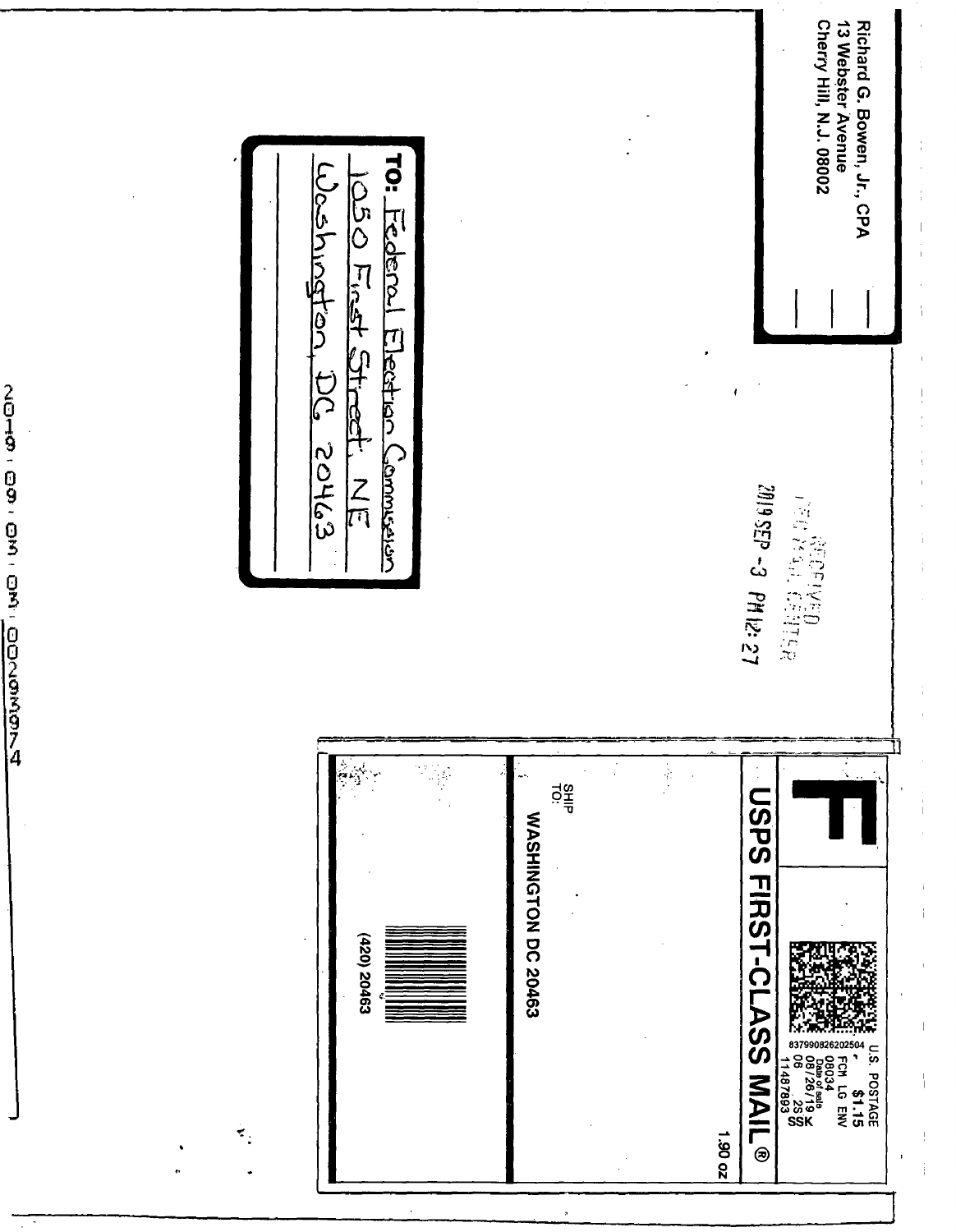Richard G. Bowen, Jr., CPA
13 Webster Avenue
Cherry Hill, N.J. 08002

TO: Federal Election Commission
1050 First Street, NE
Washington, DC 20463

RECEIVED
FEC MAIL CENTER
2019 SEP -3 PM 12:27

**F**

**USPS FIRST-CLASS MAIL ®**

U.S. POSTAGE
$1.15
FCM LG ENV
08034
Date of sale
08/26/19
06 2SSK
11487893

8379908262025​04

1.90 oz

SHIP
TO:

WASHINGTON DC 20463

(420) 20463

2019 09 03 01 00209074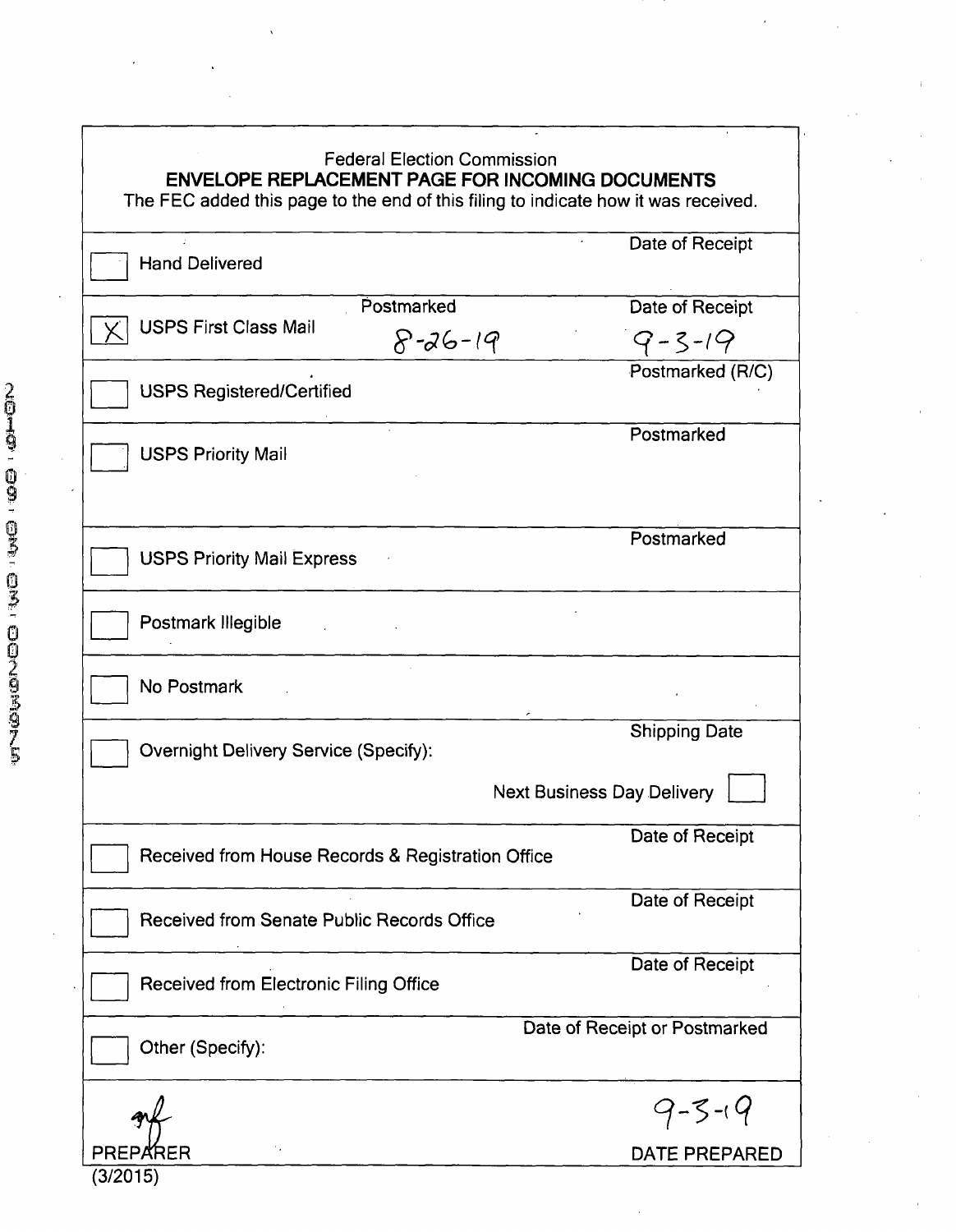# Federal Election Commission

## ENVELOPE REPLACEMENT PAGE FOR INCOMING DOCUMENTS

The FEC added this page to the end of this filing to indicate how it was received.

| | | | |
|---|---|---|---|
| [ ] | Hand Delivered | | Date of Receipt |
| [X] | USPS First Class Mail | Postmarked 8-26-19 | Date of Receipt 9-3-19 |
| [ ] | USPS Registered/Certified | | Postmarked (R/C) |
| [ ] | USPS Priority Mail | | Postmarked |
| [ ] | USPS Priority Mail Express | | Postmarked |
| [ ] | Postmark Illegible | | |
| [ ] | No Postmark | | |
| [ ] | Overnight Delivery Service (Specify): | Next Business Day Delivery [ ] | Shipping Date |
| [ ] | Received from House Records & Registration Office | | Date of Receipt |
| [ ] | Received from Senate Public Records Office | | Date of Receipt |
| [ ] | Received from Electronic Filing Office | | Date of Receipt |
| [ ] | Other (Specify): | | Date of Receipt or Postmarked |

PREPARER: mf

DATE PREPARED: 9-3-19

(3/2015)

201909039162075